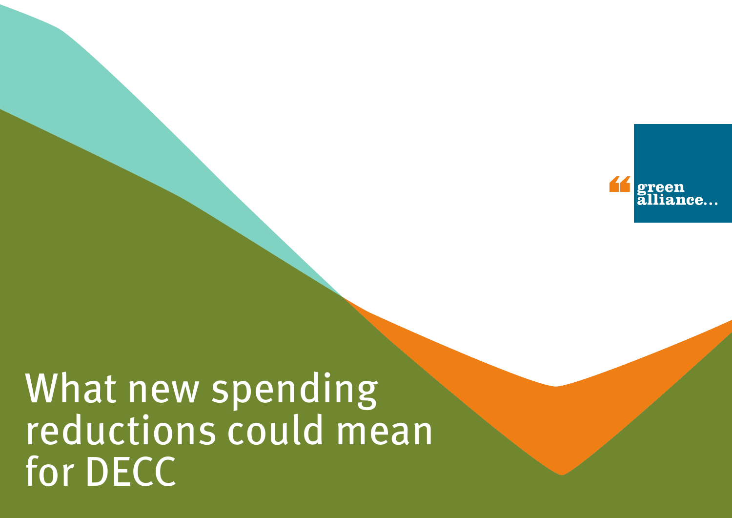green alliance…

# What new spending reductions could mean for DECC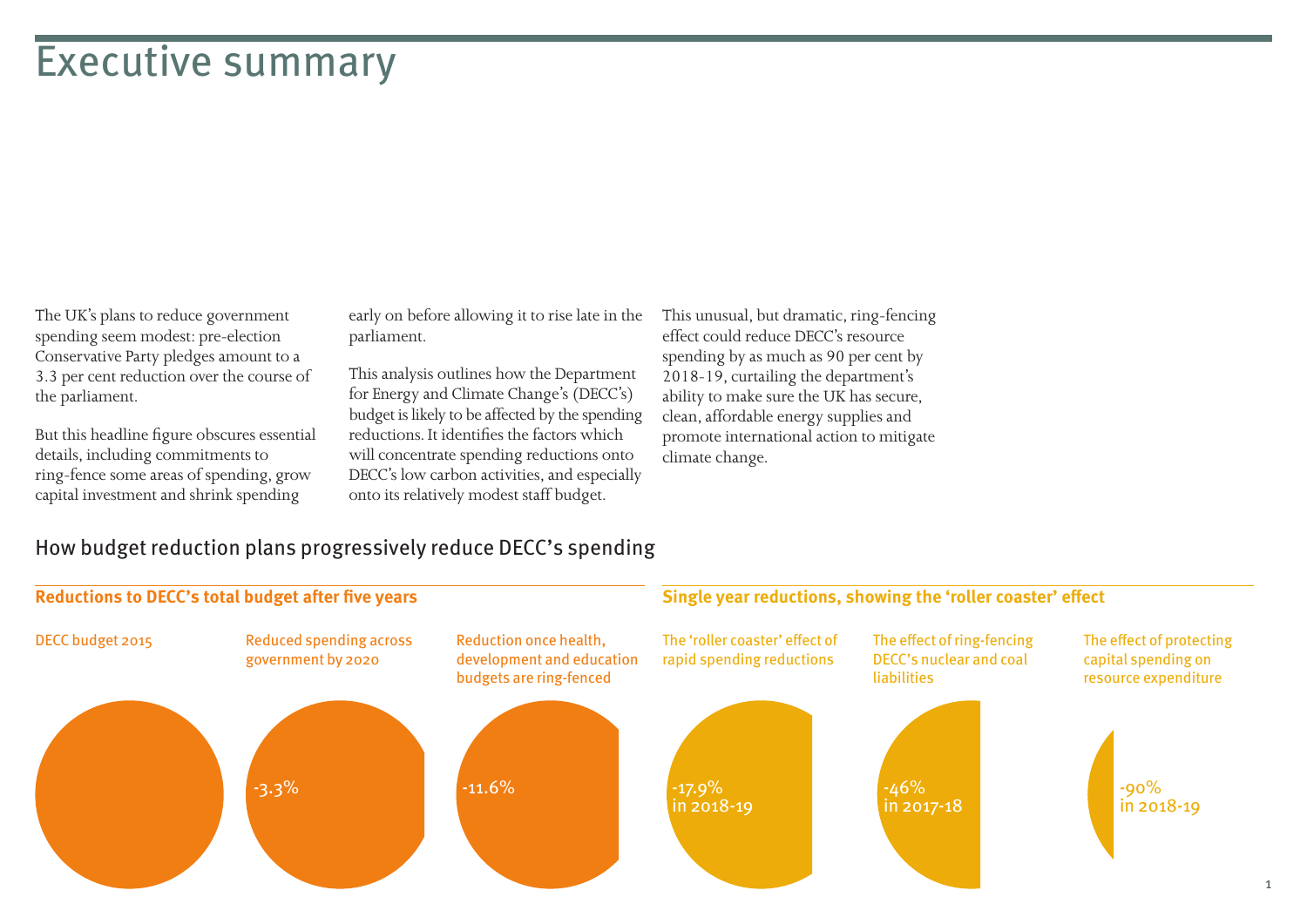# Executive summary

The UK's plans to reduce government spending seem modest: pre-election Conservative Party pledges amount to a 3.3 per cent reduction over the course of the parliament.

But this headline figure obscures essential details, including commitments to ring-fence some areas of spending, grow capital investment and shrink spending early on before allowing it to rise late in the parliament.

This analysis outlines how the Department for Energy and Climate Change's (DECC's) budget is likely to be affected by the spending reductions. It identifies the factors which will concentrate spending reductions onto DECC's low carbon activities, and especially onto its relatively modest staff budget.

This unusual, but dramatic, ring-fencing effect could reduce DECC's resource spending by as much as 90 per cent by 2018-19, curtailing the department's ability to make sure the UK has secure, clean, affordable energy supplies and promote international action to mitigate climate change.

## How budget reduction plans progressively reduce DECC's spending

### Reductions to DECC's total budget after five years

DECC budget 2015

Reduced spending across government by 2020

-3.3%

Reduction once health, development and education budgets are ring-fenced

-11.6%

### Single year reductions, showing the 'roller coaster' effect

The 'roller coaster' effect of rapid spending reductions

-17.9% in 2018-19

The effect of ring-fencing DECC's nuclear and coal liabilities

-46% in 2017-18

The effect of protecting capital spending on resource expenditure

-90% in 2018-19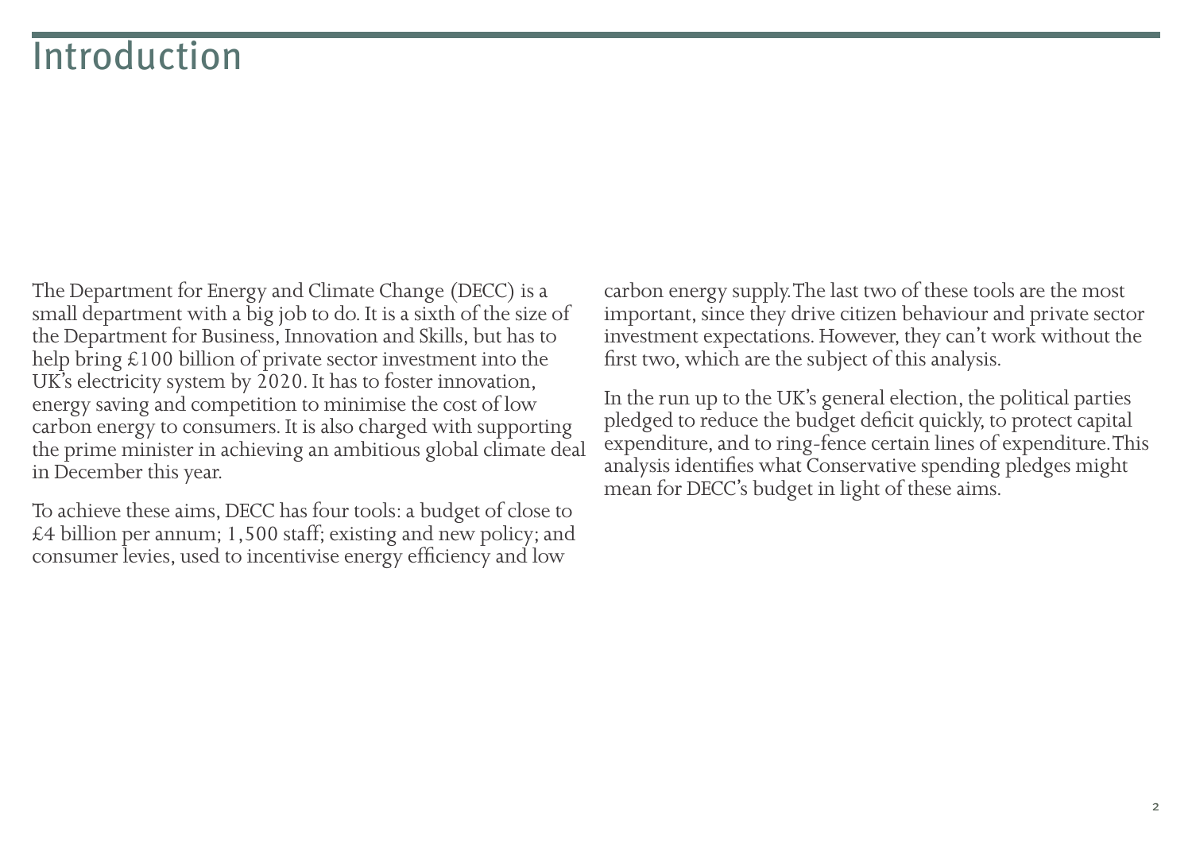# Introduction

The Department for Energy and Climate Change (DECC) is a small department with a big job to do. It is a sixth of the size of the Department for Business, Innovation and Skills, but has to help bring £100 billion of private sector investment into the UK's electricity system by 2020. It has to foster innovation, energy saving and competition to minimise the cost of low carbon energy to consumers. It is also charged with supporting the prime minister in achieving an ambitious global climate deal in December this year.

To achieve these aims, DECC has four tools: a budget of close to £4 billion per annum; 1,500 staff; existing and new policy; and consumer levies, used to incentivise energy efficiency and low carbon energy supply. The last two of these tools are the most important, since they drive citizen behaviour and private sector investment expectations. However, they can't work without the first two, which are the subject of this analysis.

In the run up to the UK's general election, the political parties pledged to reduce the budget deficit quickly, to protect capital expenditure, and to ring-fence certain lines of expenditure. This analysis identifies what Conservative spending pledges might mean for DECC's budget in light of these aims.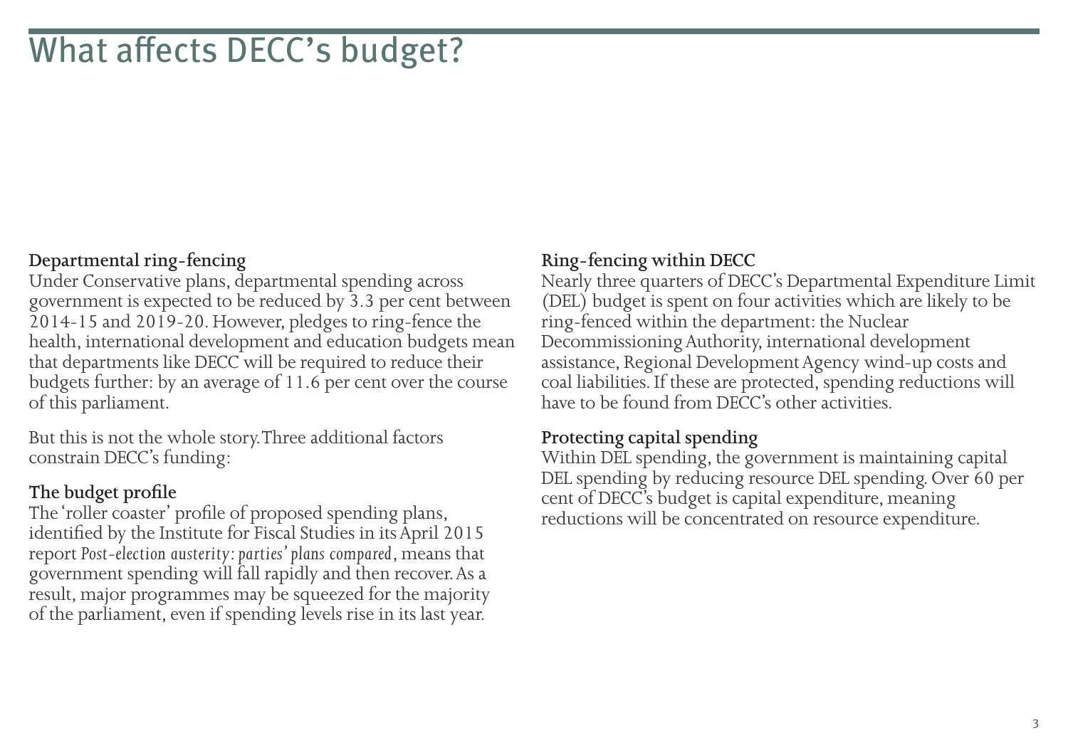# What affects DECC's budget?

### Departmental ring-fencing

Under Conservative plans, departmental spending across government is expected to be reduced by 3.3 per cent between 2014-15 and 2019-20. However, pledges to ring-fence the health, international development and education budgets mean that departments like DECC will be required to reduce their budgets further: by an average of 11.6 per cent over the course of this parliament.

But this is not the whole story. Three additional factors constrain DECC's funding:

### The budget profile

The 'roller coaster' profile of proposed spending plans, identified by the Institute for Fiscal Studies in its April 2015 report *Post-election austerity: parties' plans compared*, means that government spending will fall rapidly and then recover. As a result, major programmes may be squeezed for the majority of the parliament, even if spending levels rise in its last year.

### Ring-fencing within DECC

Nearly three quarters of DECC's Departmental Expenditure Limit (DEL) budget is spent on four activities which are likely to be ring-fenced within the department: the Nuclear Decommissioning Authority, international development assistance, Regional Development Agency wind-up costs and coal liabilities. If these are protected, spending reductions will have to be found from DECC's other activities.

### Protecting capital spending

Within DEL spending, the government is maintaining capital DEL spending by reducing resource DEL spending. Over 60 per cent of DECC's budget is capital expenditure, meaning reductions will be concentrated on resource expenditure.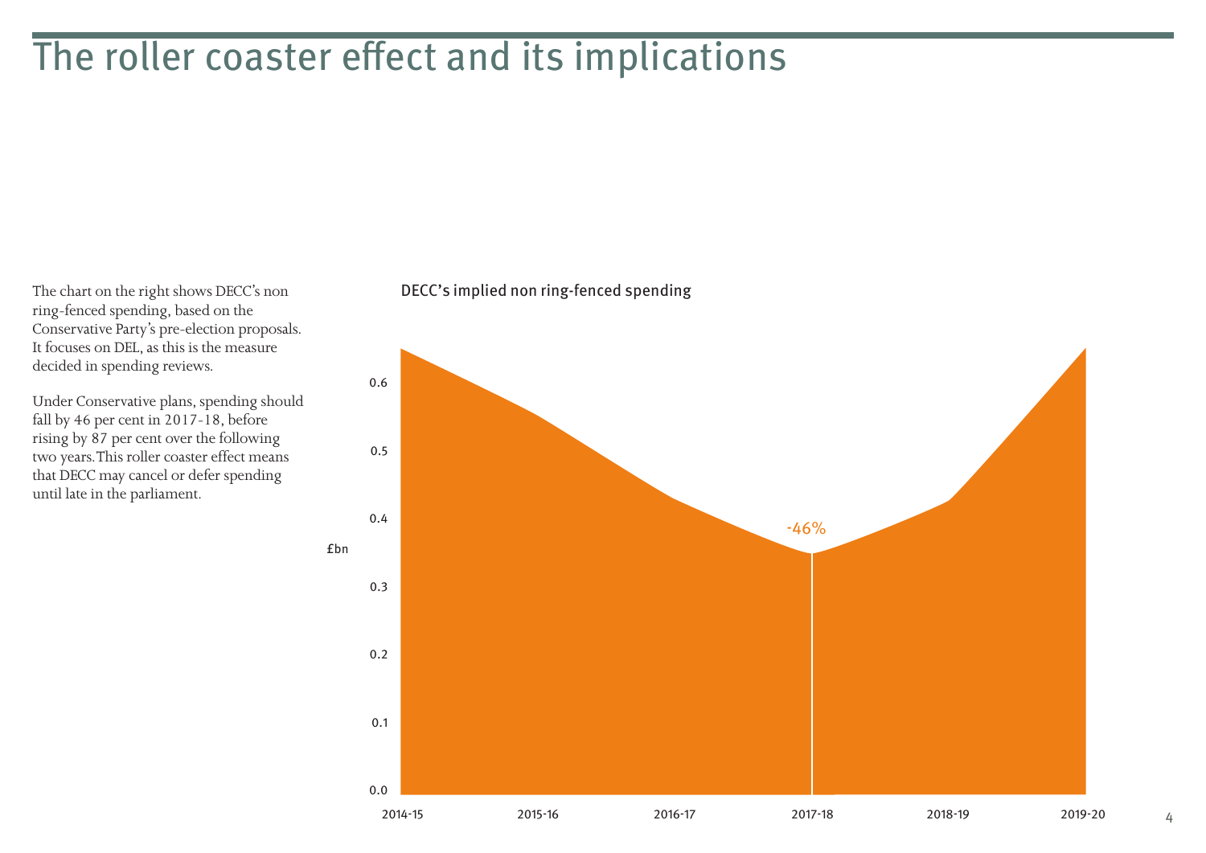# The roller coaster effect and its implications

The chart on the right shows DECC's non ring-fenced spending, based on the Conservative Party's pre-election proposals. It focuses on DEL, as this is the measure decided in spending reviews.

Under Conservative plans, spending should fall by 46 per cent in 2017-18, before rising by 87 per cent over the following two years. This roller coaster effect means that DECC may cancel or defer spending until late in the parliament.

DECC's implied non ring-fenced spending

£bn

0.6
0.5
0.4
0.3
0.2
0.1
0.0

-46%

2014-15 2015-16 2016-17 2017-18 2018-19 2019-20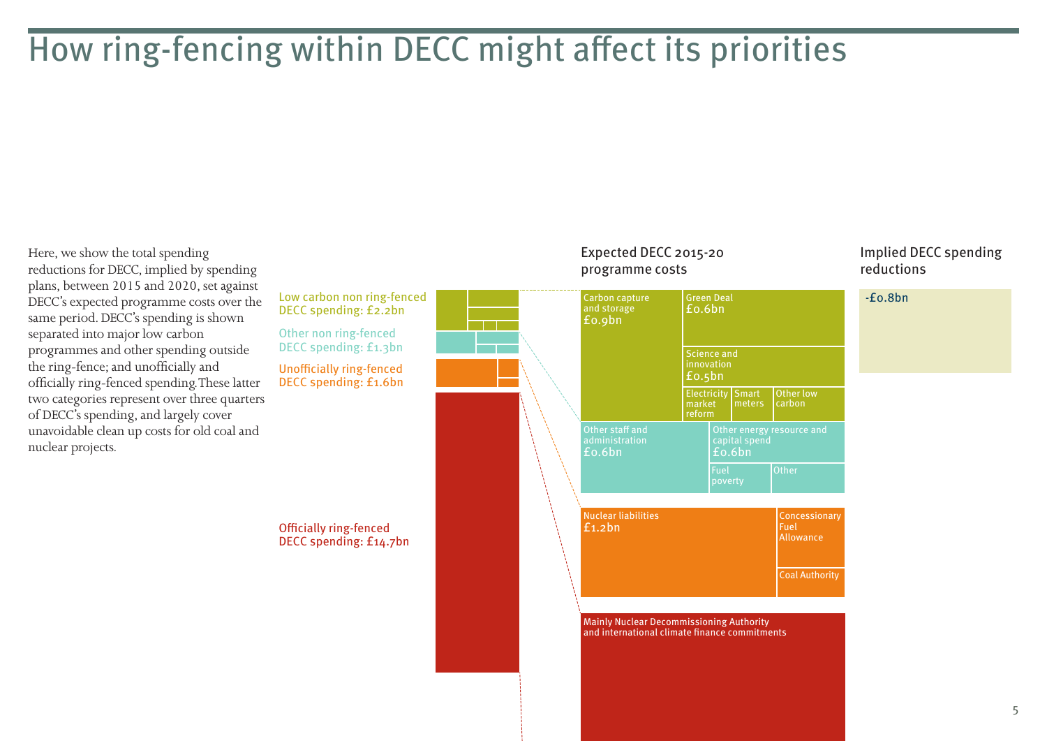# How ring-fencing within DECC might affect its priorities

Here, we show the total spending reductions for DECC, implied by spending plans, between 2015 and 2020, set against DECC's expected programme costs over the same period. DECC's spending is shown separated into major low carbon programmes and other spending outside the ring-fence; and unofficially and officially ring-fenced spending. These latter two categories represent over three quarters of DECC's spending, and largely cover unavoidable clean up costs for old coal and nuclear projects.

Low carbon non ring-fenced DECC spending: £2.2bn

Other non ring-fenced DECC spending: £1.3bn

Unofficially ring-fenced DECC spending: £1.6bn

Officially ring-fenced DECC spending: £14.7bn

Expected DECC 2015-20 programme costs

Carbon capture and storage £0.9bn

Green Deal £0.6bn

Science and innovation £0.5bn

Electricity market reform

Smart meters

Other low carbon

Other staff and administration £0.6bn

Other energy resource and capital spend £0.6bn

Fuel poverty

Other

Nuclear liabilities £1.2bn

Concessionary Fuel Allowance

Coal Authority

Mainly Nuclear Decommissioning Authority and international climate finance commitments

Implied DECC spending reductions

-£0.8bn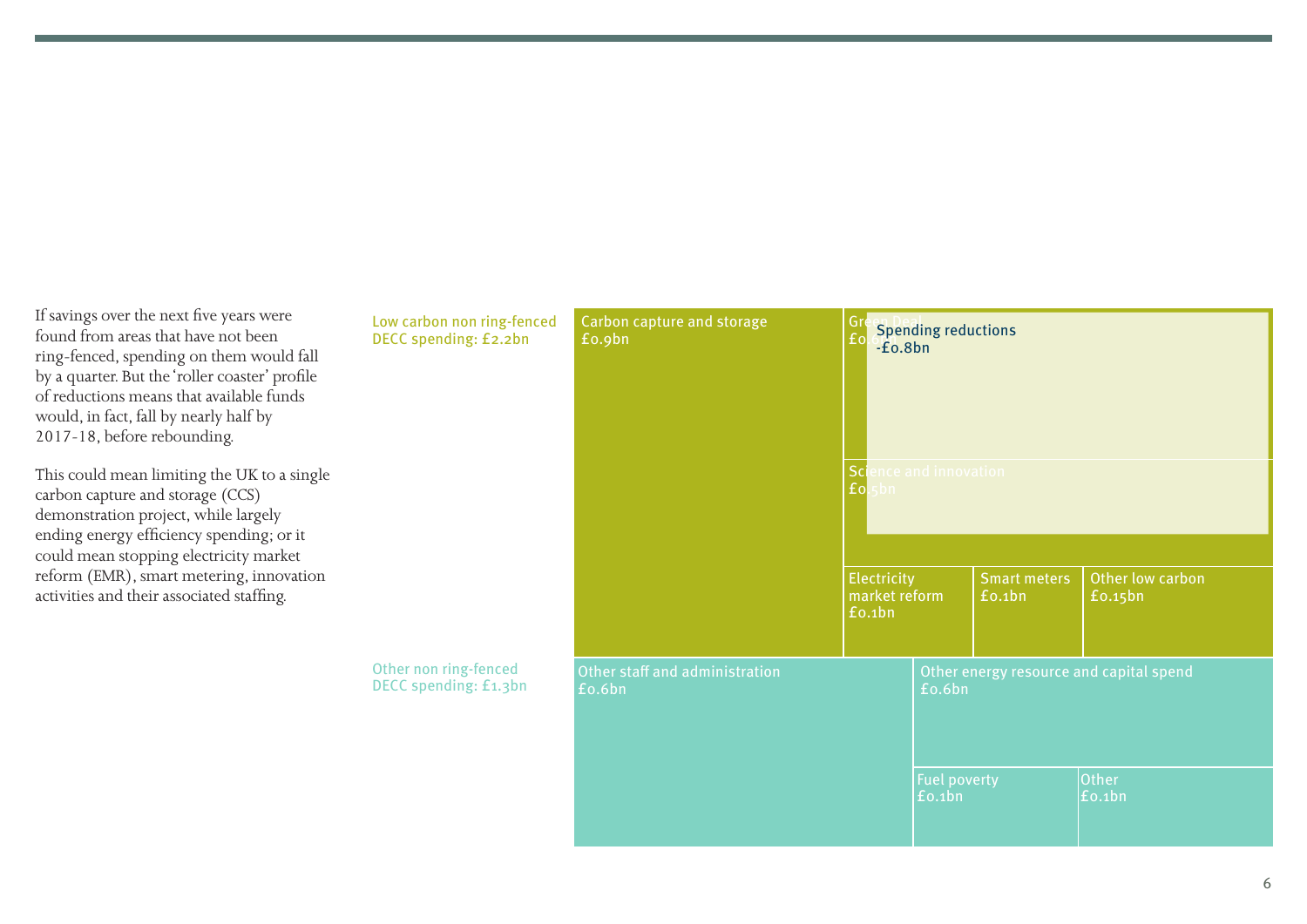If savings over the next five years were found from areas that have not been ring-fenced, spending on them would fall by a quarter. But the 'roller coaster' profile of reductions means that available funds would, in fact, fall by nearly half by 2017-18, before rebounding.

This could mean limiting the UK to a single carbon capture and storage (CCS) demonstration project, while largely ending energy efficiency spending; or it could mean stopping electricity market reform (EMR), smart metering, innovation activities and their associated staffing.

Low carbon non ring-fenced DECC spending: £2.2bn

- Carbon capture and storage £0.9bn
- Green Deal £0.6bn
- Science and innovation £0.5bn
- Electricity market reform £0.1bn
- Smart meters £0.1bn
- Other low carbon £0.15bn

Spending reductions -£0.8bn

Other non ring-fenced DECC spending: £1.3bn

- Other staff and administration £0.6bn
- Other energy resource and capital spend £0.6bn
- Fuel poverty £0.1bn
- Other £0.1bn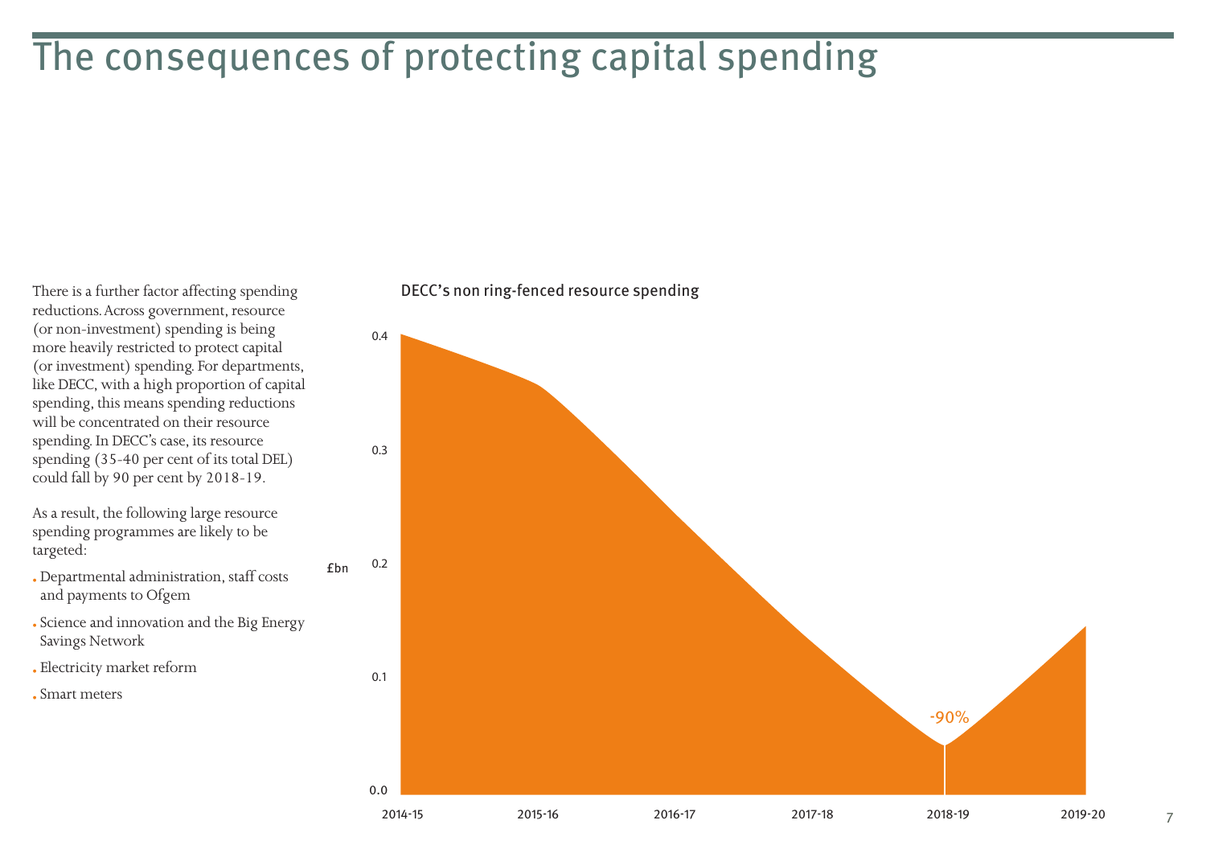# The consequences of protecting capital spending

There is a further factor affecting spending reductions. Across government, resource (or non-investment) spending is being more heavily restricted to protect capital (or investment) spending. For departments, like DECC, with a high proportion of capital spending, this means spending reductions will be concentrated on their resource spending. In DECC's case, its resource spending (35-40 per cent of its total DEL) could fall by 90 per cent by 2018-19.

As a result, the following large resource spending programmes are likely to be targeted:

- Departmental administration, staff costs and payments to Ofgem
- Science and innovation and the Big Energy Savings Network
- Electricity market reform
- Smart meters

DECC's non ring-fenced resource spending

£bn

0.4
0.3
0.2
0.1
0.0

-90%

2014-15 | 2015-16 | 2016-17 | 2017-18 | 2018-19 | 2019-20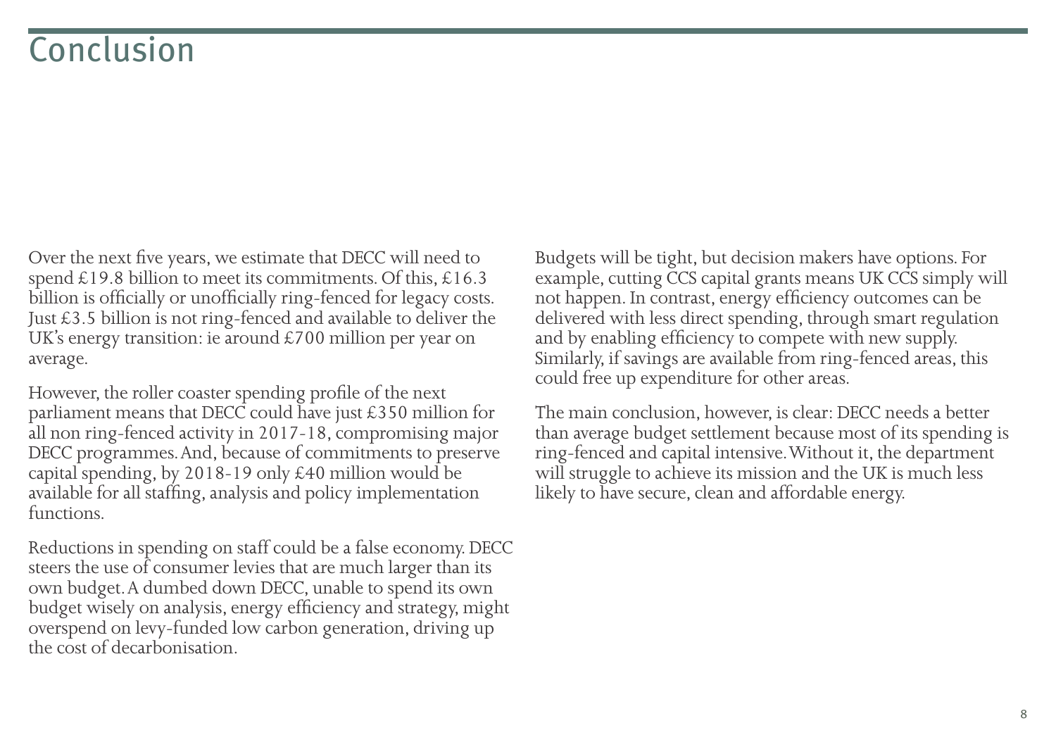# Conclusion

Over the next five years, we estimate that DECC will need to spend £19.8 billion to meet its commitments. Of this, £16.3 billion is officially or unofficially ring-fenced for legacy costs. Just £3.5 billion is not ring-fenced and available to deliver the UK's energy transition: ie around £700 million per year on average.

However, the roller coaster spending profile of the next parliament means that DECC could have just £350 million for all non ring-fenced activity in 2017-18, compromising major DECC programmes. And, because of commitments to preserve capital spending, by 2018-19 only £40 million would be available for all staffing, analysis and policy implementation functions.

Reductions in spending on staff could be a false economy. DECC steers the use of consumer levies that are much larger than its own budget. A dumbed down DECC, unable to spend its own budget wisely on analysis, energy efficiency and strategy, might overspend on levy-funded low carbon generation, driving up the cost of decarbonisation.

Budgets will be tight, but decision makers have options. For example, cutting CCS capital grants means UK CCS simply will not happen. In contrast, energy efficiency outcomes can be delivered with less direct spending, through smart regulation and by enabling efficiency to compete with new supply. Similarly, if savings are available from ring-fenced areas, this could free up expenditure for other areas.

The main conclusion, however, is clear: DECC needs a better than average budget settlement because most of its spending is ring-fenced and capital intensive. Without it, the department will struggle to achieve its mission and the UK is much less likely to have secure, clean and affordable energy.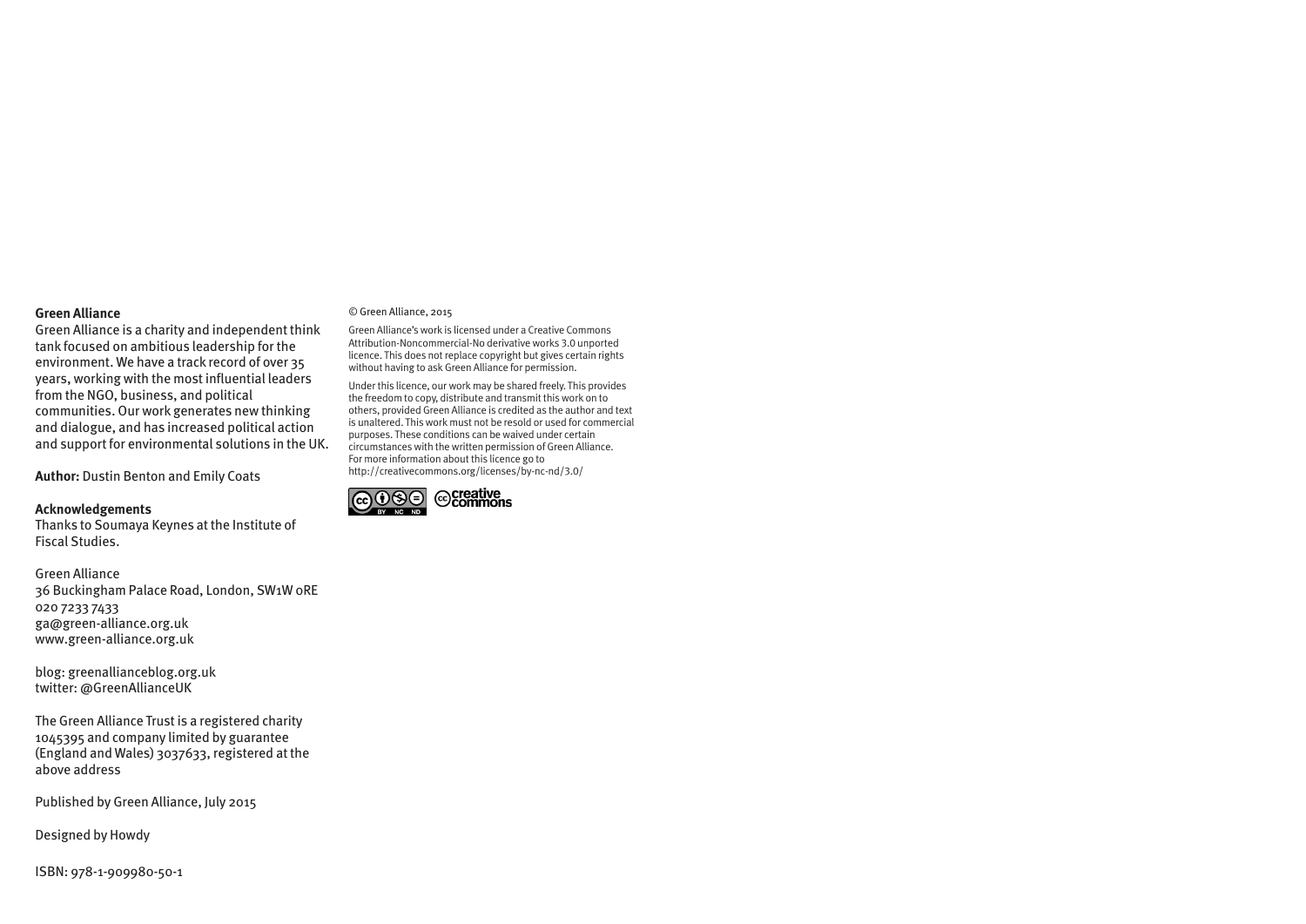**Green Alliance**

Green Alliance is a charity and independent think tank focused on ambitious leadership for the environment. We have a track record of over 35 years, working with the most influential leaders from the NGO, business, and political communities. Our work generates new thinking and dialogue, and has increased political action and support for environmental solutions in the UK.

**Author:** Dustin Benton and Emily Coats

**Acknowledgements**

Thanks to Soumaya Keynes at the Institute of Fiscal Studies.

Green Alliance
36 Buckingham Palace Road, London, SW1W 0RE
020 7233 7433
ga@green-alliance.org.uk
www.green-alliance.org.uk

blog: greenallianceblog.org.uk
twitter: @GreenAllianceUK

The Green Alliance Trust is a registered charity 1045395 and company limited by guarantee (England and Wales) 3037633, registered at the above address

Published by Green Alliance, July 2015

Designed by Howdy

ISBN: 978-1-909980-50-1

© Green Alliance, 2015

Green Alliance's work is licensed under a Creative Commons Attribution-Noncommercial-No derivative works 3.0 unported licence. This does not replace copyright but gives certain rights without having to ask Green Alliance for permission.

Under this licence, our work may be shared freely. This provides the freedom to copy, distribute and transmit this work on to others, provided Green Alliance is credited as the author and text is unaltered. This work must not be resold or used for commercial purposes. These conditions can be waived under certain circumstances with the written permission of Green Alliance. For more information about this licence go to http://creativecommons.org/licenses/by-nc-nd/3.0/